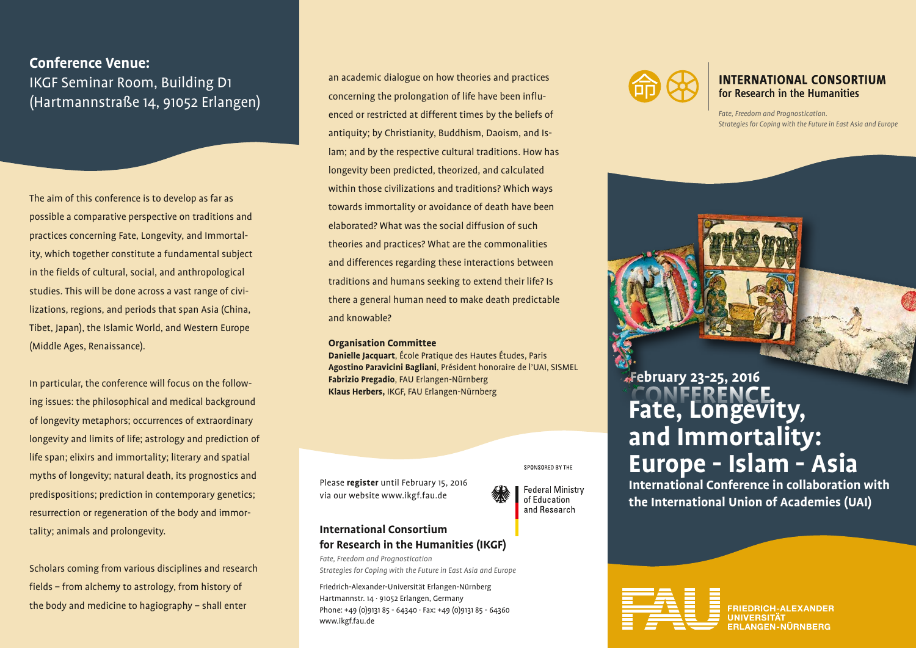**Conference Venue:**
IKGF Seminar Room, Building D1
(Hartmannstraße 14, 91052 Erlangen)

The aim of this conference is to develop as far as possible a comparative perspective on traditions and practices concerning Fate, Longevity, and Immortality, which together constitute a fundamental subject in the fields of cultural, social, and anthropological studies. This will be done across a vast range of civilizations, regions, and periods that span Asia (China, Tibet, Japan), the Islamic World, and Western Europe (Middle Ages, Renaissance).

In particular, the conference will focus on the following issues: the philosophical and medical background of longevity metaphors; occurrences of extraordinary longevity and limits of life; astrology and prediction of life span; elixirs and immortality; literary and spatial myths of longevity; natural death, its prognostics and predispositions; prediction in contemporary genetics; resurrection or regeneration of the body and immortality; animals and prolongevity.

Scholars coming from various disciplines and research fields – from alchemy to astrology, from history of the body and medicine to hagiography – shall enter an academic dialogue on how theories and practices concerning the prolongation of life have been influenced or restricted at different times by the beliefs of antiquity; by Christianity, Buddhism, Daoism, and Islam; and by the respective cultural traditions. How has longevity been predicted, theorized, and calculated within those civilizations and traditions? Which ways towards immortality or avoidance of death have been elaborated? What was the social diffusion of such theories and practices? What are the commonalities and differences regarding these interactions between traditions and humans seeking to extend their life? Is there a general human need to make death predictable and knowable?

**Organisation Committee**

**Danielle Jacquart**, École Pratique des Hautes Études, Paris
**Agostino Paravicini Bagliani**, Président honoraire de l'UAI, SISMEL
**Fabrizio Pregadio**, FAU Erlangen-Nürnberg
**Klaus Herbers,** IKGF, FAU Erlangen-Nürnberg

Please **register** until February 15, 2016 via our website www.ikgf.fau.de

SPONSORED BY THE
Federal Ministry of Education and Research

## International Consortium for Research in the Humanities (IKGF)

*Fate, Freedom and Prognostication*
*Strategies for Coping with the Future in East Asia and Europe*

Friedrich-Alexander-Universität Erlangen-Nürnberg
Hartmannstr. 14 · 91052 Erlangen, Germany
Phone: +49 (0)9131 85 - 64340 · Fax: +49 (0)9131 85 - 64360
www.ikgf.fau.de

**INTERNATIONAL CONSORTIUM**
for Research in the Humanities

*Fate, Freedom and Prognostication.*
*Strategies for Coping with the Future in East Asia and Europe*

**February 23-25, 2016**

CONFERENCE

# Fate, Longevity, and Immortality: Europe - Islam - Asia

**International Conference in collaboration with the International Union of Academies (UAI)**

FRIEDRICH-ALEXANDER
UNIVERSITÄT
ERLANGEN-NÜRNBERG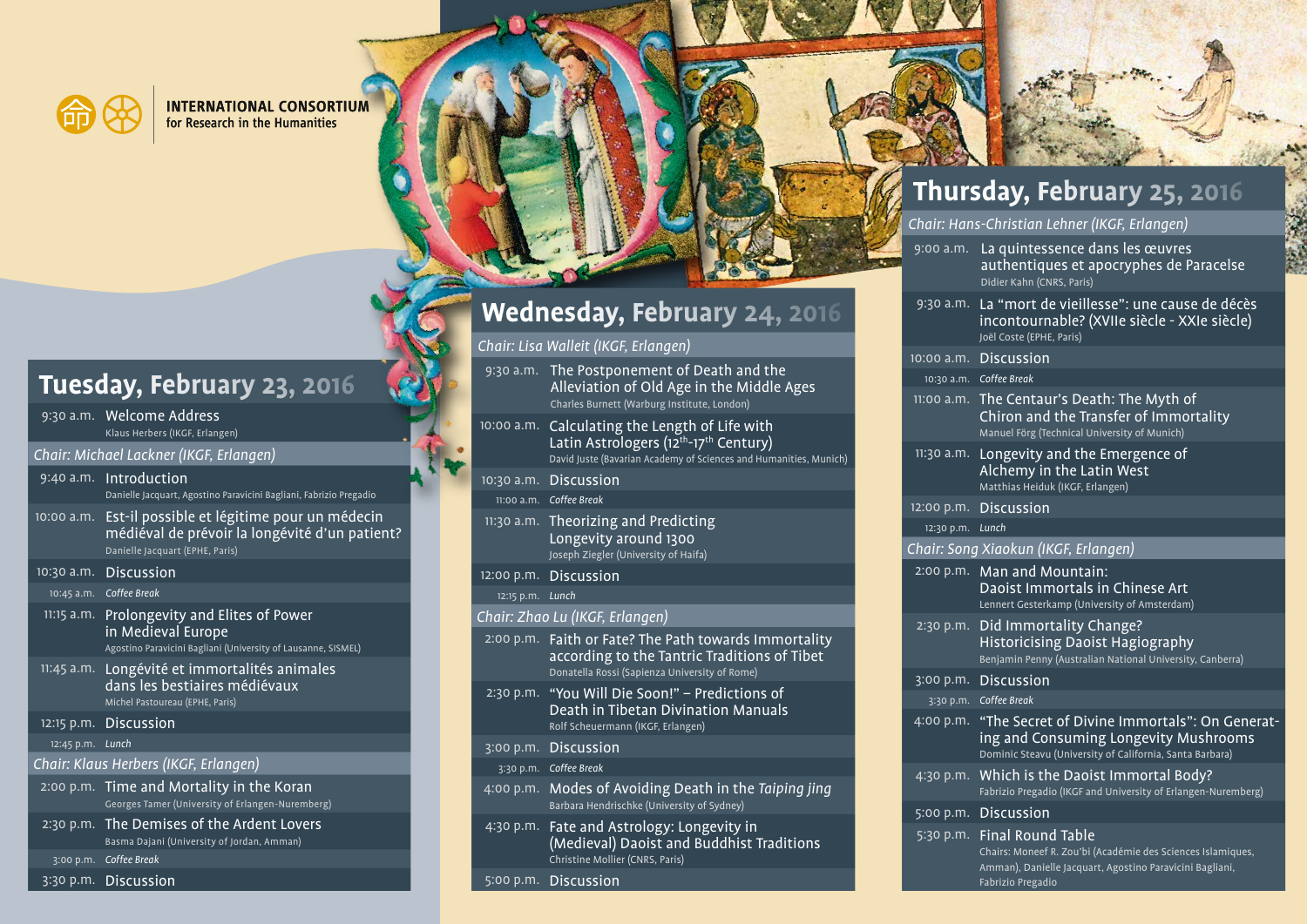**INTERNATIONAL CONSORTIUM**
for Research in the Humanities

## Tuesday, February 23, 2016

9:30 a.m. Welcome Address
Klaus Herbers (IKGF, Erlangen)

*Chair: Michael Lackner (IKGF, Erlangen)*

9:40 a.m. Introduction
Danielle Jacquart, Agostino Paravicini Bagliani, Fabrizio Pregadio

10:00 a.m. Est-il possible et légitime pour un médecin médiéval de prévoir la longévité d'un patient?
Danielle Jacquart (EPHE, Paris)

10:30 a.m. Discussion

10:45 a.m. *Coffee Break*

11:15 a.m. Prolongevity and Elites of Power in Medieval Europe
Agostino Paravicini Bagliani (University of Lausanne, SISMEL)

11:45 a.m. Longévité et immortalités animales dans les bestiaires médiévaux
Michel Pastoureau (EPHE, Paris)

12:15 p.m. Discussion

12:45 p.m. *Lunch*

*Chair: Klaus Herbers (IKGF, Erlangen)*

2:00 p.m. Time and Mortality in the Koran
Georges Tamer (University of Erlangen-Nuremberg)

2:30 p.m. The Demises of the Ardent Lovers
Basma Dajani (University of Jordan, Amman)

3:00 p.m. *Coffee Break*

3:30 p.m. Discussion

## Wednesday, February 24, 2016

*Chair: Lisa Walleit (IKGF, Erlangen)*

9:30 a.m. The Postponement of Death and the Alleviation of Old Age in the Middle Ages
Charles Burnett (Warburg Institute, London)

10:00 a.m. Calculating the Length of Life with Latin Astrologers (12th-17th Century)
David Juste (Bavarian Academy of Sciences and Humanities, Munich)

10:30 a.m. Discussion

11:00 a.m. *Coffee Break*

11:30 a.m. Theorizing and Predicting Longevity around 1300
Joseph Ziegler (University of Haifa)

12:00 p.m. Discussion

12:15 p.m. *Lunch*

*Chair: Zhao Lu (IKGF, Erlangen)*

2:00 p.m. Faith or Fate? The Path towards Immortality according to the Tantric Traditions of Tibet
Donatella Rossi (Sapienza University of Rome)

2:30 p.m. "You Will Die Soon!" – Predictions of Death in Tibetan Divination Manuals
Rolf Scheuermann (IKGF, Erlangen)

3:00 p.m. Discussion

3:30 p.m. *Coffee Break*

4:00 p.m. Modes of Avoiding Death in the *Taiping jing*
Barbara Hendrischke (University of Sydney)

4:30 p.m. Fate and Astrology: Longevity in (Medieval) Daoist and Buddhist Traditions
Christine Mollier (CNRS, Paris)

5:00 p.m. Discussion

## Thursday, February 25, 2016

*Chair: Hans-Christian Lehner (IKGF, Erlangen)*

9:00 a.m. La quintessence dans les œuvres authentiques et apocryphes de Paracelse
Didier Kahn (CNRS, Paris)

9:30 a.m. La "mort de vieillesse": une cause de décès incontournable? (XVIIe siècle - XXIe siècle)
Joël Coste (EPHE, Paris)

10:00 a.m. Discussion

10:30 a.m. *Coffee Break*

11:00 a.m. The Centaur's Death: The Myth of Chiron and the Transfer of Immortality
Manuel Förg (Technical University of Munich)

11:30 a.m. Longevity and the Emergence of Alchemy in the Latin West
Matthias Heiduk (IKGF, Erlangen)

12:00 p.m. Discussion

12:30 p.m. *Lunch*

*Chair: Song Xiaokun (IKGF, Erlangen)*

2:00 p.m. Man and Mountain: Daoist Immortals in Chinese Art
Lennert Gesterkamp (University of Amsterdam)

2:30 p.m. Did Immortality Change? Historicising Daoist Hagiography
Benjamin Penny (Australian National University, Canberra)

3:00 p.m. Discussion

3:30 p.m. *Coffee Break*

4:00 p.m. "The Secret of Divine Immortals": On Generating and Consuming Longevity Mushrooms
Dominic Steavu (University of California, Santa Barbara)

4:30 p.m. Which is the Daoist Immortal Body?
Fabrizio Pregadio (IKGF and University of Erlangen-Nuremberg)

5:00 p.m. Discussion

5:30 p.m. Final Round Table
Chairs: Moneef R. Zou'bi (Académie des Sciences Islamiques, Amman), Danielle Jacquart, Agostino Paravicini Bagliani, Fabrizio Pregadio